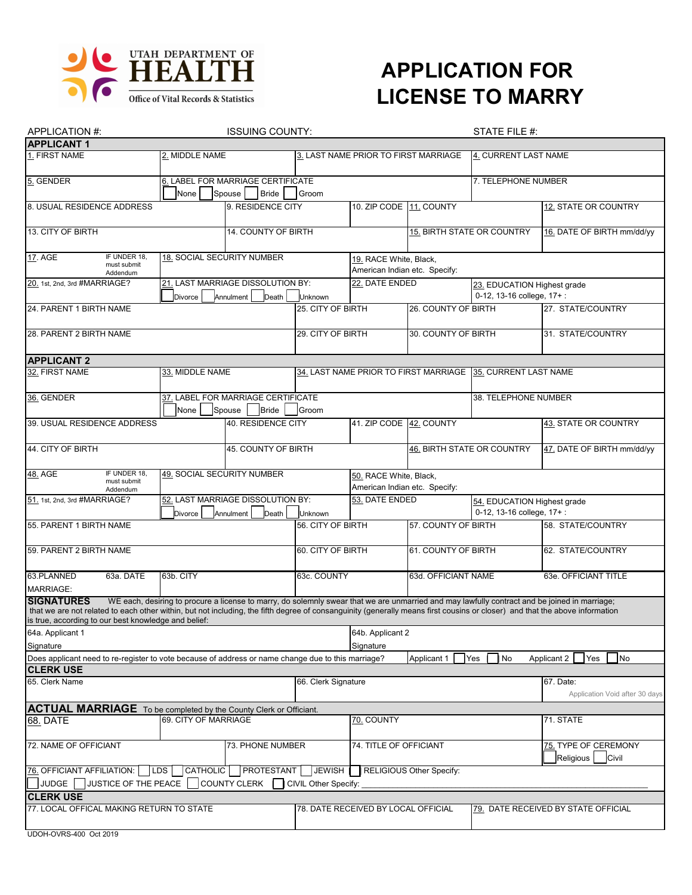UTAH DEPARTMENT OF **HEALTH**
Office of Vital Records & Statistics

# APPLICATION FOR LICENSE TO MARRY

APPLICATION #: ISSUING COUNTY: STATE FILE #:

## APPLICANT 1

| 1. FIRST NAME | 2. MIDDLE NAME | 3. LAST NAME PRIOR TO FIRST MARRIAGE | 4. CURRENT LAST NAME |
|---|---|---|---|
| 5. GENDER | 6. LABEL FOR MARRIAGE CERTIFICATE ☐ None ☐ Spouse ☐ Bride ☐ Groom | | 7. TELEPHONE NUMBER |

| 8. USUAL RESIDENCE ADDRESS | 9. RESIDENCE CITY | 10. ZIP CODE | 11. COUNTY | 12. STATE OR COUNTRY |
|---|---|---|---|---|
| 13. CITY OF BIRTH | 14. COUNTY OF BIRTH | | 15. BIRTH STATE OR COUNTRY | 16. DATE OF BIRTH mm/dd/yy |

| 17. AGE (IF UNDER 18, must submit Addendum) | 18. SOCIAL SECURITY NUMBER | 19. RACE White, Black, American Indian etc. Specify: | |
|---|---|---|---|
| 20. 1st, 2nd, 3rd #MARRIAGE? | 21. LAST MARRIAGE DISSOLUTION BY: ☐ Divorce ☐ Annulment ☐ Death ☐ Unknown | 22. DATE ENDED | 23. EDUCATION Highest grade 0-12, 13-16 college, 17+ : |

| 24. PARENT 1 BIRTH NAME | 25. CITY OF BIRTH | 26. COUNTY OF BIRTH | 27. STATE/COUNTRY |
|---|---|---|---|
| 28. PARENT 2 BIRTH NAME | 29. CITY OF BIRTH | 30. COUNTY OF BIRTH | 31. STATE/COUNTRY |

## APPLICANT 2

| 32. FIRST NAME | 33. MIDDLE NAME | 34. LAST NAME PRIOR TO FIRST MARRIAGE | 35. CURRENT LAST NAME |
|---|---|---|---|
| 36. GENDER | 37. LABEL FOR MARRIAGE CERTIFICATE ☐ None ☐ Spouse ☐ Bride ☐ Groom | | 38. TELEPHONE NUMBER |

| 39. USUAL RESIDENCE ADDRESS | 40. RESIDENCE CITY | 41. ZIP CODE | 42. COUNTY | 43. STATE OR COUNTRY |
|---|---|---|---|---|
| 44. CITY OF BIRTH | 45. COUNTY OF BIRTH | | 46. BIRTH STATE OR COUNTRY | 47. DATE OF BIRTH mm/dd/yy |

| 48. AGE (IF UNDER 18, must submit Addendum) | 49. SOCIAL SECURITY NUMBER | 50. RACE White, Black, American Indian etc. Specify: | |
|---|---|---|---|
| 51. 1st, 2nd, 3rd #MARRIAGE? | 52. LAST MARRIAGE DISSOLUTION BY: ☐ Divorce ☐ Annulment ☐ Death ☐ Unknown | 53. DATE ENDED | 54. EDUCATION Highest grade 0-12, 13-16 college, 17+ : |

| 55. PARENT 1 BIRTH NAME | 56. CITY OF BIRTH | 57. COUNTY OF BIRTH | 58. STATE/COUNTRY |
|---|---|---|---|
| 59. PARENT 2 BIRTH NAME | 60. CITY OF BIRTH | 61. COUNTY OF BIRTH | 62. STATE/COUNTRY |

| 63. PLANNED MARRIAGE: | 63a. DATE | 63b. CITY | 63c. COUNTY | 63d. OFFICIANT NAME | 63e. OFFICIANT TITLE |
|---|---|---|---|---|---|

## SIGNATURES

WE each, desiring to procure a license to marry, do solemnly swear that we are unmarried and may lawfully contract and be joined in marriage; that we are not related to each other within, but not including, the fifth degree of consanguinity (generally means first cousins or closer) and that the above information is true, according to our best knowledge and belief:

| 64a. Applicant 1 Signature | 64b. Applicant 2 Signature |
|---|---|

Does applicant need to re-register to vote because of address or name change due to this marriage? Applicant 1 ☐ Yes ☐ No Applicant 2 ☐ Yes ☐ No

## CLERK USE

| 65. Clerk Name | 66. Clerk Signature | 67. Date: Application Void after 30 days |
|---|---|---|

## ACTUAL MARRIAGE
To be completed by the County Clerk or Officiant.

| 68. DATE | 69. CITY OF MARRIAGE | 70. COUNTY | 71. STATE |
|---|---|---|---|
| 72. NAME OF OFFICIANT | 73. PHONE NUMBER | 74. TITLE OF OFFICIANT | 75. TYPE OF CEREMONY ☐ Religious ☐ Civil |

76. OFFICIANT AFFILIATION: ☐ LDS ☐ CATHOLIC ☐ PROTESTANT ☐ JEWISH ☐ RELIGIOUS Other Specify:
☐ JUDGE ☐ JUSTICE OF THE PEACE ☐ COUNTY CLERK ☐ CIVIL Other Specify: ______________________

## CLERK USE

| 77. LOCAL OFFICAL MAKING RETURN TO STATE | 78. DATE RECEIVED BY LOCAL OFFICIAL | 79. DATE RECEIVED BY STATE OFFICIAL |
|---|---|---|

UDOH-OVRS-400 Oct 2019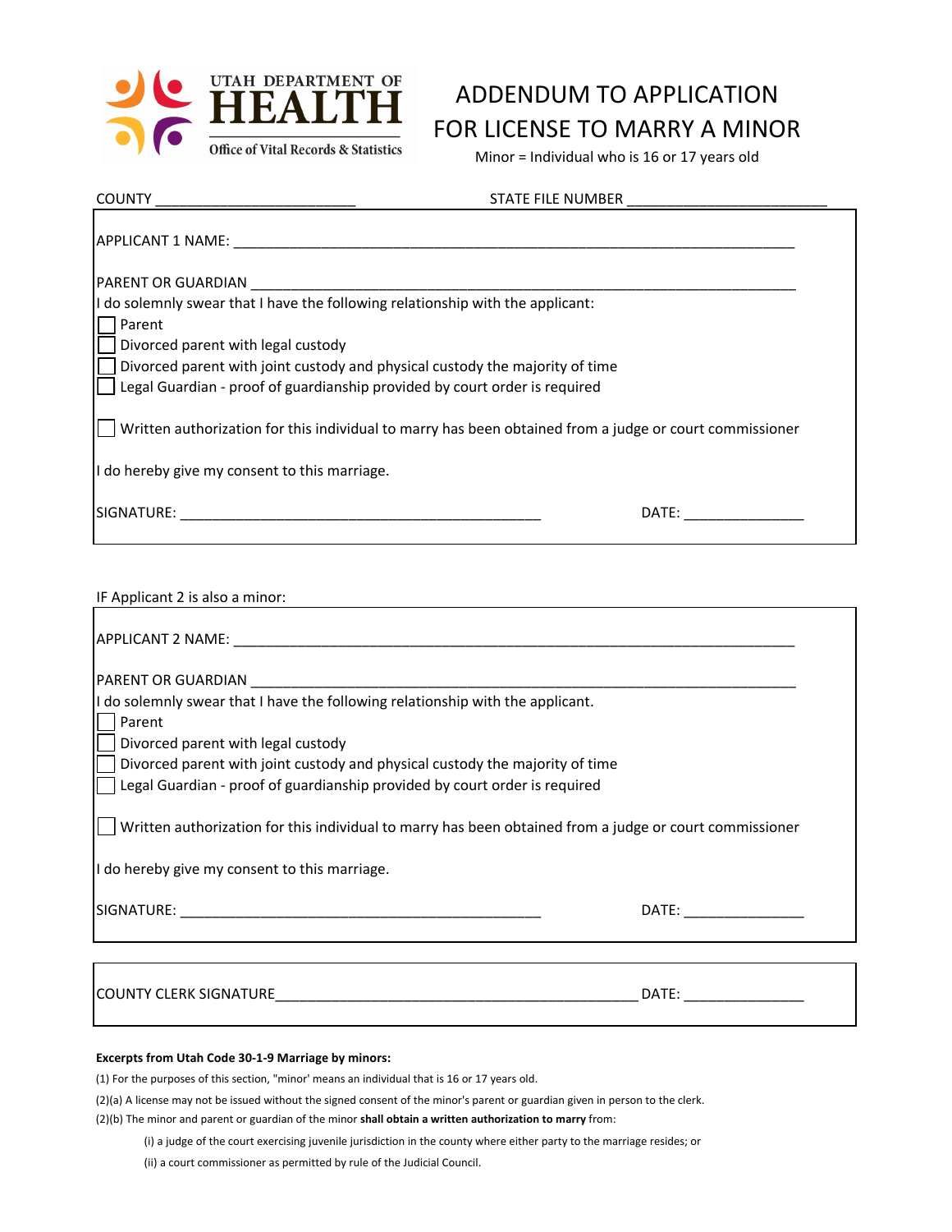UTAH DEPARTMENT OF HEALTH
Office of Vital Records & Statistics

# ADDENDUM TO APPLICATION FOR LICENSE TO MARRY A MINOR

Minor = Individual who is 16 or 17 years old

COUNTY ________________________ STATE FILE NUMBER ________________________

APPLICANT 1 NAME: ______________________________________________________________________

PARENT OR GUARDIAN ______________________________________________________________________

I do solemnly swear that I have the following relationship with the applicant:

- ☐ Parent
- ☐ Divorced parent with legal custody
- ☐ Divorced parent with joint custody and physical custody the majority of time
- ☐ Legal Guardian - proof of guardianship provided by court order is required

☐ Written authorization for this individual to marry has been obtained from a judge or court commissioner

I do hereby give my consent to this marriage.

SIGNATURE: ____________________________________________ DATE: _______________

IF Applicant 2 is also a minor:

APPLICANT 2 NAME: ______________________________________________________________________

PARENT OR GUARDIAN ______________________________________________________________________

I do solemnly swear that I have the following relationship with the applicant.

- ☐ Parent
- ☐ Divorced parent with legal custody
- ☐ Divorced parent with joint custody and physical custody the majority of time
- ☐ Legal Guardian - proof of guardianship provided by court order is required

☐ Written authorization for this individual to marry has been obtained from a judge or court commissioner

I do hereby give my consent to this marriage.

SIGNATURE: ____________________________________________ DATE: _______________

COUNTY CLERK SIGNATURE____________________________________________ DATE: _______________

**Excerpts from Utah Code 30-1-9 Marriage by minors:**

(1) For the purposes of this section, "minor' means an individual that is 16 or 17 years old.

(2)(a) A license may not be issued without the signed consent of the minor's parent or guardian given in person to the clerk.

(2)(b) The minor and parent or guardian of the minor **shall obtain a written authorization to marry** from:

(i) a judge of the court exercising juvenile jurisdiction in the county where either party to the marriage resides; or

(ii) a court commissioner as permitted by rule of the Judicial Council.